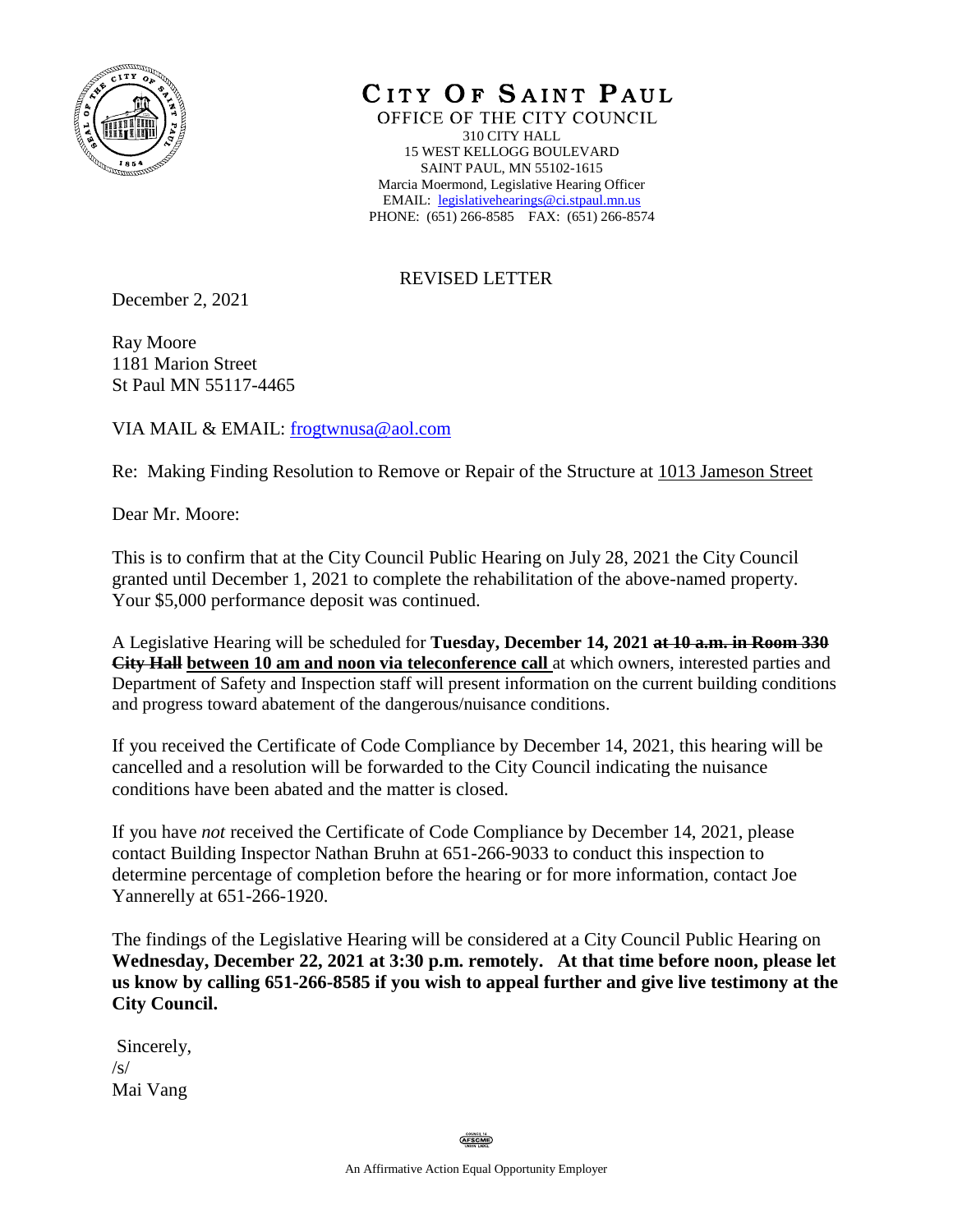# CITY OF SAINT PAUL

OFFICE OF THE CITY COUNCIL
310 CITY HALL
15 WEST KELLOGG BOULEVARD
SAINT PAUL, MN 55102-1615
Marcia Moermond, Legislative Hearing Officer
EMAIL: legislativehearings@ci.stpaul.mn.us
PHONE: (651) 266-8585 FAX: (651) 266-8574

REVISED LETTER

December 2, 2021

Ray Moore
1181 Marion Street
St Paul MN 55117-4465

VIA MAIL & EMAIL: frogtwnusa@aol.com

Re: Making Finding Resolution to Remove or Repair of the Structure at 1013 Jameson Street

Dear Mr. Moore:

This is to confirm that at the City Council Public Hearing on July 28, 2021 the City Council granted until December 1, 2021 to complete the rehabilitation of the above-named property. Your $5,000 performance deposit was continued.

A Legislative Hearing will be scheduled for **Tuesday, December 14, 2021 ~~at 10 a.m. in Room 330 City Hall~~ between 10 am and noon via teleconference call** at which owners, interested parties and Department of Safety and Inspection staff will present information on the current building conditions and progress toward abatement of the dangerous/nuisance conditions.

If you received the Certificate of Code Compliance by December 14, 2021, this hearing will be cancelled and a resolution will be forwarded to the City Council indicating the nuisance conditions have been abated and the matter is closed.

If you have *not* received the Certificate of Code Compliance by December 14, 2021, please contact Building Inspector Nathan Bruhn at 651-266-9033 to conduct this inspection to determine percentage of completion before the hearing or for more information, contact Joe Yannerelly at 651-266-1920.

The findings of the Legislative Hearing will be considered at a City Council Public Hearing on **Wednesday, December 22, 2021 at 3:30 p.m. remotely. At that time before noon, please let us know by calling 651-266-8585 if you wish to appeal further and give live testimony at the City Council.**

Sincerely,
/s/
Mai Vang

An Affirmative Action Equal Opportunity Employer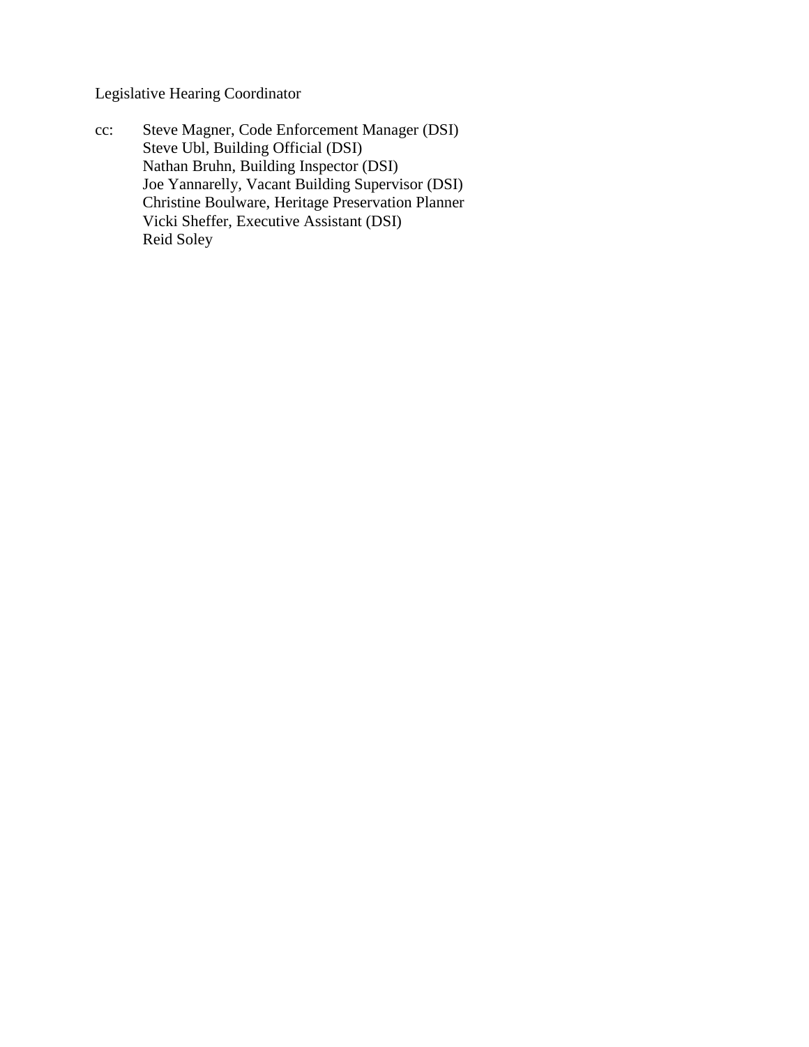Legislative Hearing Coordinator

cc: Steve Magner, Code Enforcement Manager (DSI)
Steve Ubl, Building Official (DSI)
Nathan Bruhn, Building Inspector (DSI)
Joe Yannarelly, Vacant Building Supervisor (DSI)
Christine Boulware, Heritage Preservation Planner
Vicki Sheffer, Executive Assistant (DSI)
Reid Soley